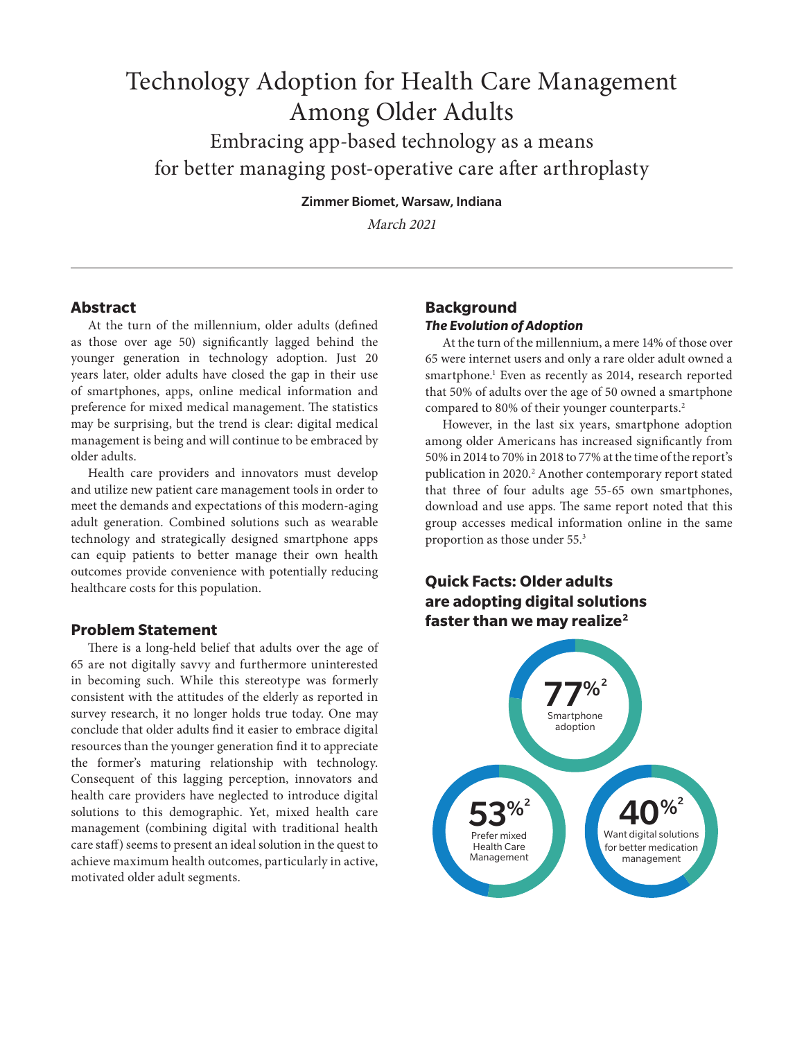# Technology Adoption for Health Care Management Among Older Adults

## Embracing app-based technology as a means for better managing post-operative care after arthroplasty

**Zimmer Biomet, Warsaw, Indiana**

*March 2021*

## Abstract

At the turn of the millennium, older adults (defined as those over age 50) significantly lagged behind the younger generation in technology adoption. Just 20 years later, older adults have closed the gap in their use of smartphones, apps, online medical information and preference for mixed medical management. The statistics may be surprising, but the trend is clear: digital medical management is being and will continue to be embraced by older adults.

Health care providers and innovators must develop and utilize new patient care management tools in order to meet the demands and expectations of this modern-aging adult generation. Combined solutions such as wearable technology and strategically designed smartphone apps can equip patients to better manage their own health outcomes provide convenience with potentially reducing healthcare costs for this population.

## Problem Statement

There is a long-held belief that adults over the age of 65 are not digitally savvy and furthermore uninterested in becoming such. While this stereotype was formerly consistent with the attitudes of the elderly as reported in survey research, it no longer holds true today. One may conclude that older adults find it easier to embrace digital resources than the younger generation find it to appreciate the former's maturing relationship with technology. Consequent of this lagging perception, innovators and health care providers have neglected to introduce digital solutions to this demographic. Yet, mixed health care management (combining digital with traditional health care staff) seems to present an ideal solution in the quest to achieve maximum health outcomes, particularly in active, motivated older adult segments.

## Background

### *The Evolution of Adoption*

At the turn of the millennium, a mere 14% of those over 65 were internet users and only a rare older adult owned a smartphone.[1] Even as recently as 2014, research reported that 50% of adults over the age of 50 owned a smartphone compared to 80% of their younger counterparts.[2]

However, in the last six years, smartphone adoption among older Americans has increased significantly from 50% in 2014 to 70% in 2018 to 77% at the time of the report's publication in 2020.[2] Another contemporary report stated that three of four adults age 55-65 own smartphones, download and use apps. The same report noted that this group accesses medical information online in the same proportion as those under 55.[3]

### Quick Facts: Older adults are adopting digital solutions faster than we may realize[2]

- **77%**[2] Smartphone adoption
- **53%**[2] Prefer mixed Health Care Management
- **40%**[2] Want digital solutions for better medication management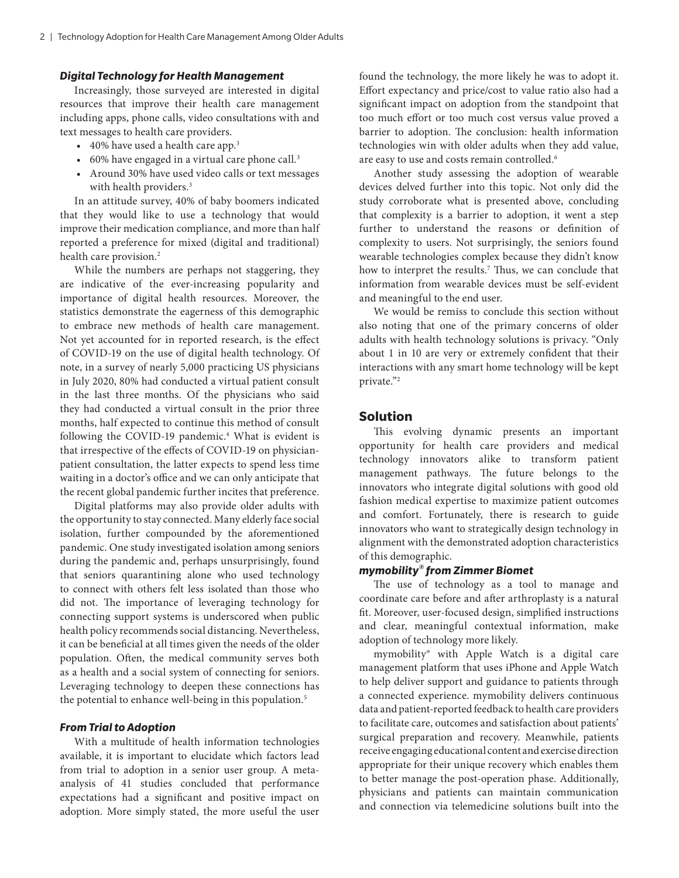### *Digital Technology for Health Management*

Increasingly, those surveyed are interested in digital resources that improve their health care management including apps, phone calls, video consultations with and text messages to health care providers.

- 40% have used a health care app.[3]
- 60% have engaged in a virtual care phone call.[3]
- Around 30% have used video calls or text messages with health providers.[3]

In an attitude survey, 40% of baby boomers indicated that they would like to use a technology that would improve their medication compliance, and more than half reported a preference for mixed (digital and traditional) health care provision.[2]

While the numbers are perhaps not staggering, they are indicative of the ever-increasing popularity and importance of digital health resources. Moreover, the statistics demonstrate the eagerness of this demographic to embrace new methods of health care management. Not yet accounted for in reported research, is the effect of COVID-19 on the use of digital health technology. Of note, in a survey of nearly 5,000 practicing US physicians in July 2020, 80% had conducted a virtual patient consult in the last three months. Of the physicians who said they had conducted a virtual consult in the prior three months, half expected to continue this method of consult following the COVID-19 pandemic.[4] What is evident is that irrespective of the effects of COVID-19 on physician-patient consultation, the latter expects to spend less time waiting in a doctor's office and we can only anticipate that the recent global pandemic further incites that preference.

Digital platforms may also provide older adults with the opportunity to stay connected. Many elderly face social isolation, further compounded by the aforementioned pandemic. One study investigated isolation among seniors during the pandemic and, perhaps unsurprisingly, found that seniors quarantining alone who used technology to connect with others felt less isolated than those who did not. The importance of leveraging technology for connecting support systems is underscored when public health policy recommends social distancing. Nevertheless, it can be beneficial at all times given the needs of the older population. Often, the medical community serves both as a health and a social system of connecting for seniors. Leveraging technology to deepen these connections has the potential to enhance well-being in this population.[5]

### *From Trial to Adoption*

With a multitude of health information technologies available, it is important to elucidate which factors lead from trial to adoption in a senior user group. A meta-analysis of 41 studies concluded that performance expectations had a significant and positive impact on adoption. More simply stated, the more useful the user found the technology, the more likely he was to adopt it. Effort expectancy and price/cost to value ratio also had a significant impact on adoption from the standpoint that too much effort or too much cost versus value proved a barrier to adoption. The conclusion: health information technologies win with older adults when they add value, are easy to use and costs remain controlled.[6]

Another study assessing the adoption of wearable devices delved further into this topic. Not only did the study corroborate what is presented above, concluding that complexity is a barrier to adoption, it went a step further to understand the reasons or definition of complexity to users. Not surprisingly, the seniors found wearable technologies complex because they didn't know how to interpret the results.[7] Thus, we can conclude that information from wearable devices must be self-evident and meaningful to the end user.

We would be remiss to conclude this section without also noting that one of the primary concerns of older adults with health technology solutions is privacy. "Only about 1 in 10 are very or extremely confident that their interactions with any smart home technology will be kept private."[2]

## Solution

This evolving dynamic presents an important opportunity for health care providers and medical technology innovators alike to transform patient management pathways. The future belongs to the innovators who integrate digital solutions with good old fashion medical expertise to maximize patient outcomes and comfort. Fortunately, there is research to guide innovators who want to strategically design technology in alignment with the demonstrated adoption characteristics of this demographic.

### *mymobility® from Zimmer Biomet*

The use of technology as a tool to manage and coordinate care before and after arthroplasty is a natural fit. Moreover, user-focused design, simplified instructions and clear, meaningful contextual information, make adoption of technology more likely.

mymobility® with Apple Watch is a digital care management platform that uses iPhone and Apple Watch to help deliver support and guidance to patients through a connected experience. mymobility delivers continuous data and patient-reported feedback to health care providers to facilitate care, outcomes and satisfaction about patients' surgical preparation and recovery. Meanwhile, patients receive engaging educational content and exercise direction appropriate for their unique recovery which enables them to better manage the post-operation phase. Additionally, physicians and patients can maintain communication and connection via telemedicine solutions built into the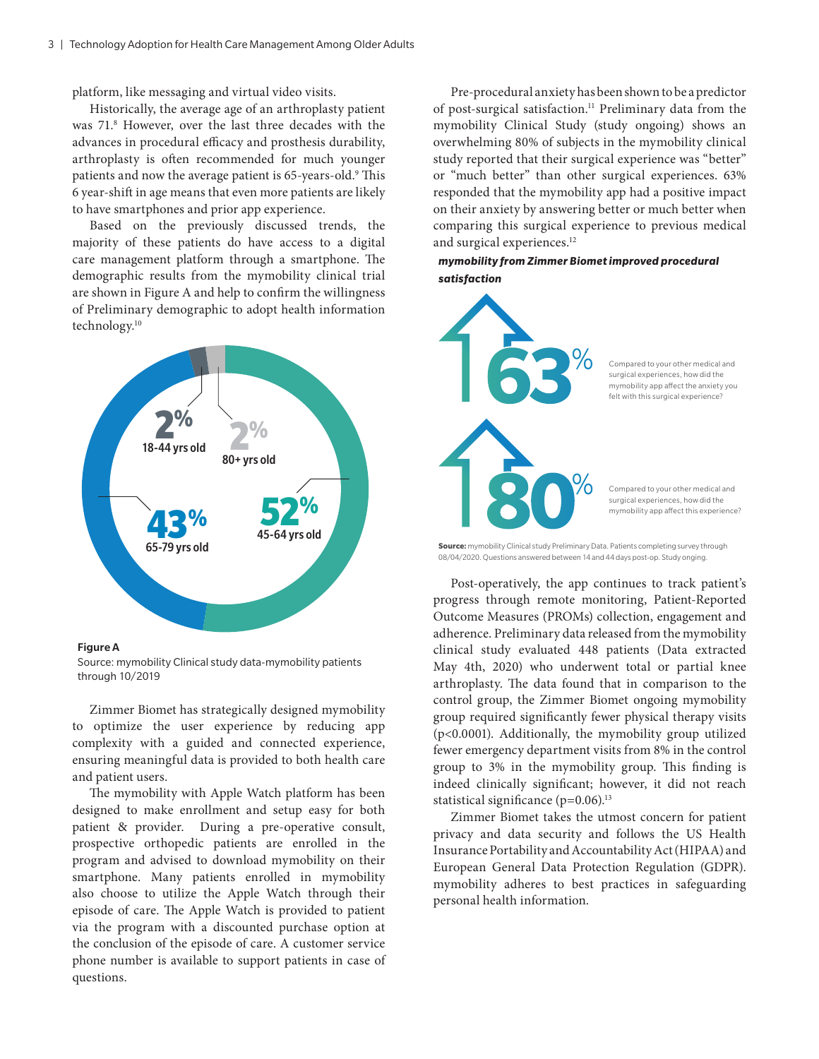platform, like messaging and virtual video visits.

Historically, the average age of an arthroplasty patient was 71.[8] However, over the last three decades with the advances in procedural efficacy and prosthesis durability, arthroplasty is often recommended for much younger patients and now the average patient is 65-years-old.[9] This 6 year-shift in age means that even more patients are likely to have smartphones and prior app experience.

Based on the previously discussed trends, the majority of these patients do have access to a digital care management platform through a smartphone. The demographic results from the mymobility clinical trial are shown in Figure A and help to confirm the willingness of Preliminary demographic to adopt health information technology.[10]

2% 18-44 yrs old

2% 80+ yrs old

52% 45-64 yrs old

43% 65-79 yrs old

**Figure A**

Source: mymobility Clinical study data-mymobility patients through 10/2019

Zimmer Biomet has strategically designed mymobility to optimize the user experience by reducing app complexity with a guided and connected experience, ensuring meaningful data is provided to both health care and patient users.

The mymobility with Apple Watch platform has been designed to make enrollment and setup easy for both patient & provider. During a pre-operative consult, prospective orthopedic patients are enrolled in the program and advised to download mymobility on their smartphone. Many patients enrolled in mymobility also choose to utilize the Apple Watch through their episode of care. The Apple Watch is provided to patient via the program with a discounted purchase option at the conclusion of the episode of care. A customer service phone number is available to support patients in case of questions.

Pre-procedural anxiety has been shown to be a predictor of post-surgical satisfaction.[11] Preliminary data from the mymobility Clinical Study (study ongoing) shows an overwhelming 80% of subjects in the mymobility clinical study reported that their surgical experience was "better" or "much better" than other surgical experiences. 63% responded that the mymobility app had a positive impact on their anxiety by answering better or much better when comparing this surgical experience to previous medical and surgical experiences.[12]

***mymobility from Zimmer Biomet improved procedural satisfaction***

63% — Compared to your other medical and surgical experiences, how did the mymobility app affect the anxiety you felt with this surgical experience?

80% — Compared to your other medical and surgical experiences, how did the mymobility app affect this experience?

**Source:** mymobility Clinical study Preliminary Data. Patients completing survey through 08/04/2020. Questions answered between 14 and 44 days post-op. Study ongoing.

Post-operatively, the app continues to track patient's progress through remote monitoring, Patient-Reported Outcome Measures (PROMs) collection, engagement and adherence. Preliminary data released from the mymobility clinical study evaluated 448 patients (Data extracted May 4th, 2020) who underwent total or partial knee arthroplasty. The data found that in comparison to the control group, the Zimmer Biomet ongoing mymobility group required significantly fewer physical therapy visits ($p<0.0001$). Additionally, the mymobility group utilized fewer emergency department visits from 8% in the control group to 3% in the mymobility group. This finding is indeed clinically significant; however, it did not reach statistical significance ($p=0.06$).[13]

Zimmer Biomet takes the utmost concern for patient privacy and data security and follows the US Health Insurance Portability and Accountability Act (HIPAA) and European General Data Protection Regulation (GDPR). mymobility adheres to best practices in safeguarding personal health information.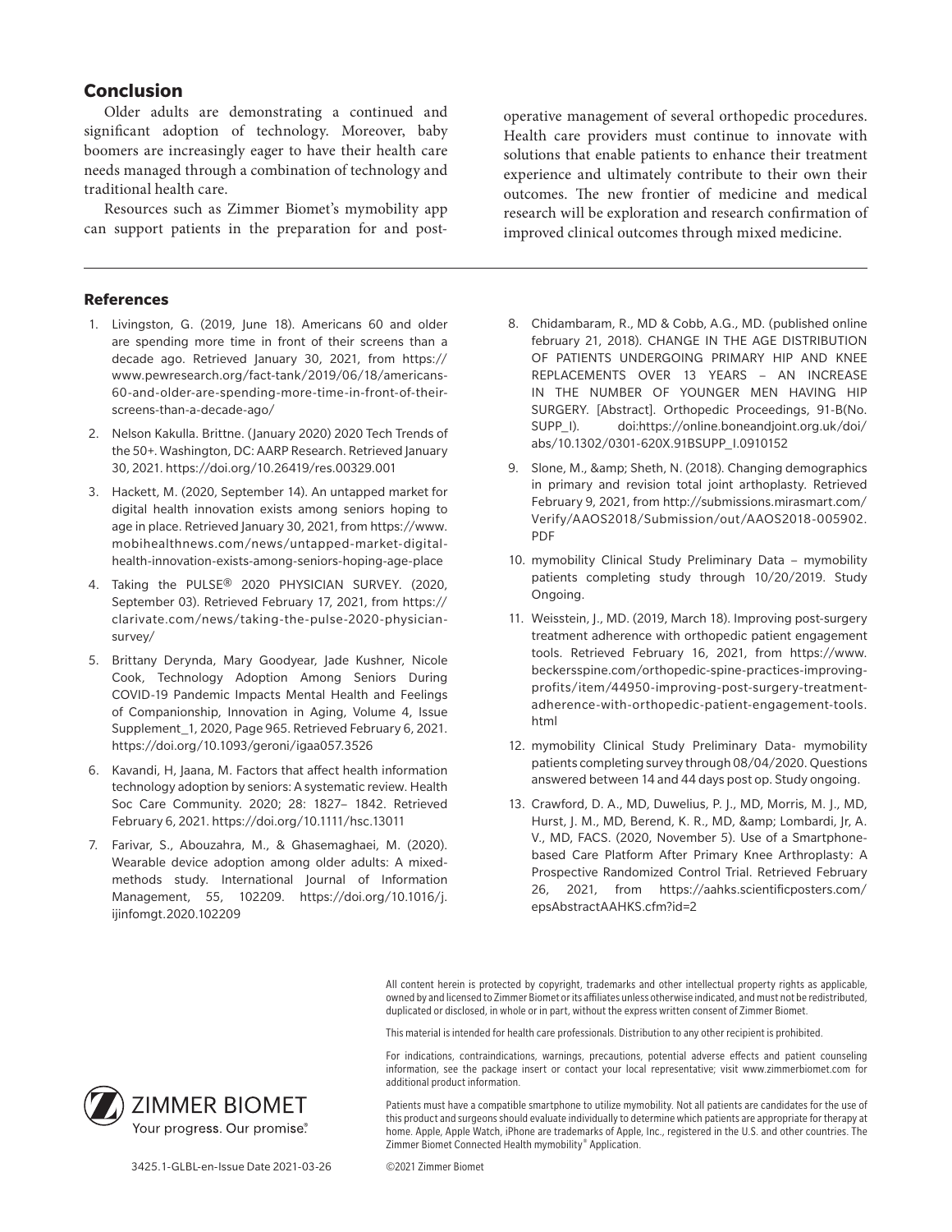## Conclusion

Older adults are demonstrating a continued and significant adoption of technology. Moreover, baby boomers are increasingly eager to have their health care needs managed through a combination of technology and traditional health care.

Resources such as Zimmer Biomet's mymobility app can support patients in the preparation for and post-operative management of several orthopedic procedures. Health care providers must continue to innovate with solutions that enable patients to enhance their treatment experience and ultimately contribute to their own their outcomes. The new frontier of medicine and medical research will be exploration and research confirmation of improved clinical outcomes through mixed medicine.

## References

1. Livingston, G. (2019, June 18). Americans 60 and older are spending more time in front of their screens than a decade ago. Retrieved January 30, 2021, from https://www.pewresearch.org/fact-tank/2019/06/18/americans-60-and-older-are-spending-more-time-in-front-of-their-screens-than-a-decade-ago/
2. Nelson Kakulla. Brittne. (January 2020) 2020 Tech Trends of the 50+. Washington, DC: AARP Research. Retrieved January 30, 2021. https://doi.org/10.26419/res.00329.001
3. Hackett, M. (2020, September 14). An untapped market for digital health innovation exists among seniors hoping to age in place. Retrieved January 30, 2021, from https://www.mobihealthnews.com/news/untapped-market-digital-health-innovation-exists-among-seniors-hoping-age-place
4. Taking the PULSE® 2020 PHYSICIAN SURVEY. (2020, September 03). Retrieved February 17, 2021, from https://clarivate.com/news/taking-the-pulse-2020-physician-survey/
5. Brittany Derynda, Mary Goodyear, Jade Kushner, Nicole Cook, Technology Adoption Among Seniors During COVID-19 Pandemic Impacts Mental Health and Feelings of Companionship, Innovation in Aging, Volume 4, Issue Supplement_1, 2020, Page 965. Retrieved February 6, 2021. https://doi.org/10.1093/geroni/igaa057.3526
6. Kavandi, H, Jaana, M. Factors that affect health information technology adoption by seniors: A systematic review. Health Soc Care Community. 2020; 28: 1827– 1842. Retrieved February 6, 2021. https://doi.org/10.1111/hsc.13011
7. Farivar, S., Abouzahra, M., & Ghasemaghaei, M. (2020). Wearable device adoption among older adults: A mixed-methods study. International Journal of Information Management, 55, 102209. https://doi.org/10.1016/j.ijinfomgt.2020.102209
8. Chidambaram, R., MD & Cobb, A.G., MD. (published online february 21, 2018). CHANGE IN THE AGE DISTRIBUTION OF PATIENTS UNDERGOING PRIMARY HIP AND KNEE REPLACEMENTS OVER 13 YEARS – AN INCREASE IN THE NUMBER OF YOUNGER MEN HAVING HIP SURGERY. [Abstract]. Orthopedic Proceedings, 91-B(No. SUPP_I). doi:https://online.boneandjoint.org.uk/doi/abs/10.1302/0301-620X.91BSUPP_I.0910152
9. Slone, M., &amp; Sheth, N. (2018). Changing demographics in primary and revision total joint arthoplasty. Retrieved February 9, 2021, from http://submissions.mirasmart.com/Verify/AAOS2018/Submission/out/AAOS2018-005902.PDF
10. mymobility Clinical Study Preliminary Data – mymobility patients completing study through 10/20/2019. Study Ongoing.
11. Weisstein, J., MD. (2019, March 18). Improving post-surgery treatment adherence with orthopedic patient engagement tools. Retrieved February 16, 2021, from https://www.beckersspine.com/orthopedic-spine-practices-improving-profits/item/44950-improving-post-surgery-treatment-adherence-with-orthopedic-patient-engagement-tools.html
12. mymobility Clinical Study Preliminary Data- mymobility patients completing survey through 08/04/2020. Questions answered between 14 and 44 days post op. Study ongoing.
13. Crawford, D. A., MD, Duwelius, P. J., MD, Morris, M. J., MD, Hurst, J. M., MD, Berend, K. R., MD, &amp; Lombardi, Jr, A. V., MD, FACS. (2020, November 5). Use of a Smartphone-based Care Platform After Primary Knee Arthroplasty: A Prospective Randomized Control Trial. Retrieved February 26, 2021, from https://aahks.scientificposters.com/epsAbstractAAHKS.cfm?id=2

All content herein is protected by copyright, trademarks and other intellectual property rights as applicable, owned by and licensed to Zimmer Biomet or its affiliates unless otherwise indicated, and must not be redistributed, duplicated or disclosed, in whole or in part, without the express written consent of Zimmer Biomet.

This material is intended for health care professionals. Distribution to any other recipient is prohibited.

For indications, contraindications, warnings, precautions, potential adverse effects and patient counseling information, see the package insert or contact your local representative; visit www.zimmerbiomet.com for additional product information.

Patients must have a compatible smartphone to utilize mymobility. Not all patients are candidates for the use of this product and surgeons should evaluate individually to determine which patients are appropriate for therapy at home. Apple, Apple Watch, iPhone are trademarks of Apple, Inc., registered in the U.S. and other countries. The Zimmer Biomet Connected Health mymobility® Application.

ZIMMER BIOMET

Your progress. Our promise.®

3425.1-GLBL-en-Issue Date 2021-03-26

©2021 Zimmer Biomet